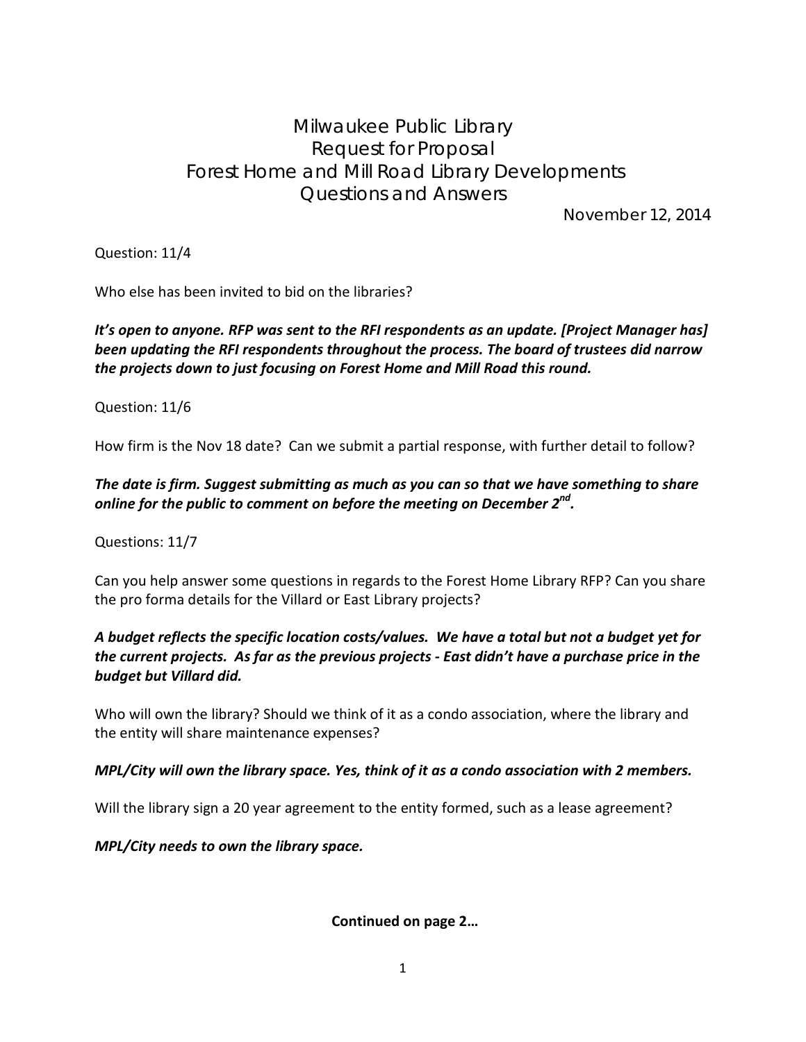# Milwaukee Public Library
# Request for Proposal
# Forest Home and Mill Road Library Developments
# Questions and Answers

November 12, 2014

Question: 11/4

Who else has been invited to bid on the libraries?

***It's open to anyone. RFP was sent to the RFI respondents as an update. [Project Manager has] been updating the RFI respondents throughout the process. The board of trustees did narrow the projects down to just focusing on Forest Home and Mill Road this round.***

Question: 11/6

How firm is the Nov 18 date? Can we submit a partial response, with further detail to follow?

***The date is firm. Suggest submitting as much as you can so that we have something to share online for the public to comment on before the meeting on December 2nd.***

Questions: 11/7

Can you help answer some questions in regards to the Forest Home Library RFP? Can you share the pro forma details for the Villard or East Library projects?

***A budget reflects the specific location costs/values. We have a total but not a budget yet for the current projects. As far as the previous projects - East didn't have a purchase price in the budget but Villard did.***

Who will own the library? Should we think of it as a condo association, where the library and the entity will share maintenance expenses?

***MPL/City will own the library space. Yes, think of it as a condo association with 2 members.***

Will the library sign a 20 year agreement to the entity formed, such as a lease agreement?

***MPL/City needs to own the library space.***

**Continued on page 2…**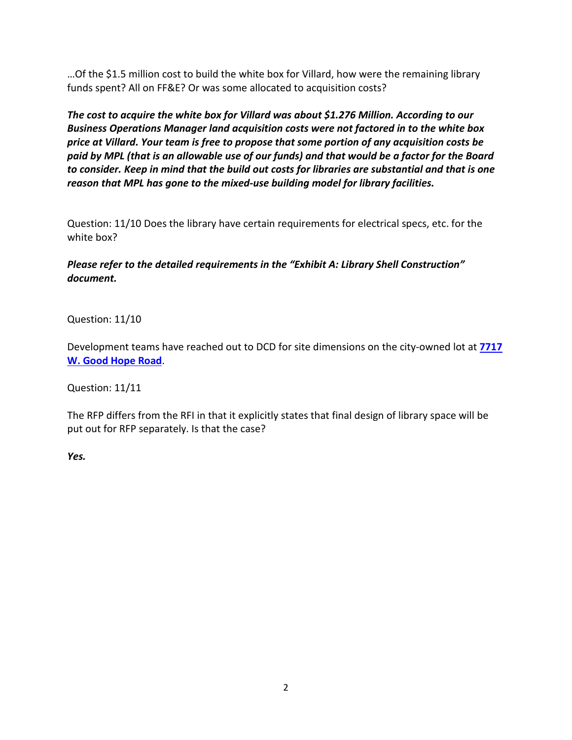…Of the $1.5 million cost to build the white box for Villard, how were the remaining library funds spent? All on FF&E? Or was some allocated to acquisition costs?

***The cost to acquire the white box for Villard was about $1.276 Million. According to our Business Operations Manager land acquisition costs were not factored in to the white box price at Villard. Your team is free to propose that some portion of any acquisition costs be paid by MPL (that is an allowable use of our funds) and that would be a factor for the Board to consider. Keep in mind that the build out costs for libraries are substantial and that is one reason that MPL has gone to the mixed-use building model for library facilities.***

Question: 11/10 Does the library have certain requirements for electrical specs, etc. for the white box?

***Please refer to the detailed requirements in the "Exhibit A: Library Shell Construction" document.***

Question: 11/10

Development teams have reached out to DCD for site dimensions on the city-owned lot at **7717 W. Good Hope Road**.

Question: 11/11

The RFP differs from the RFI in that it explicitly states that final design of library space will be put out for RFP separately. Is that the case?

***Yes.***